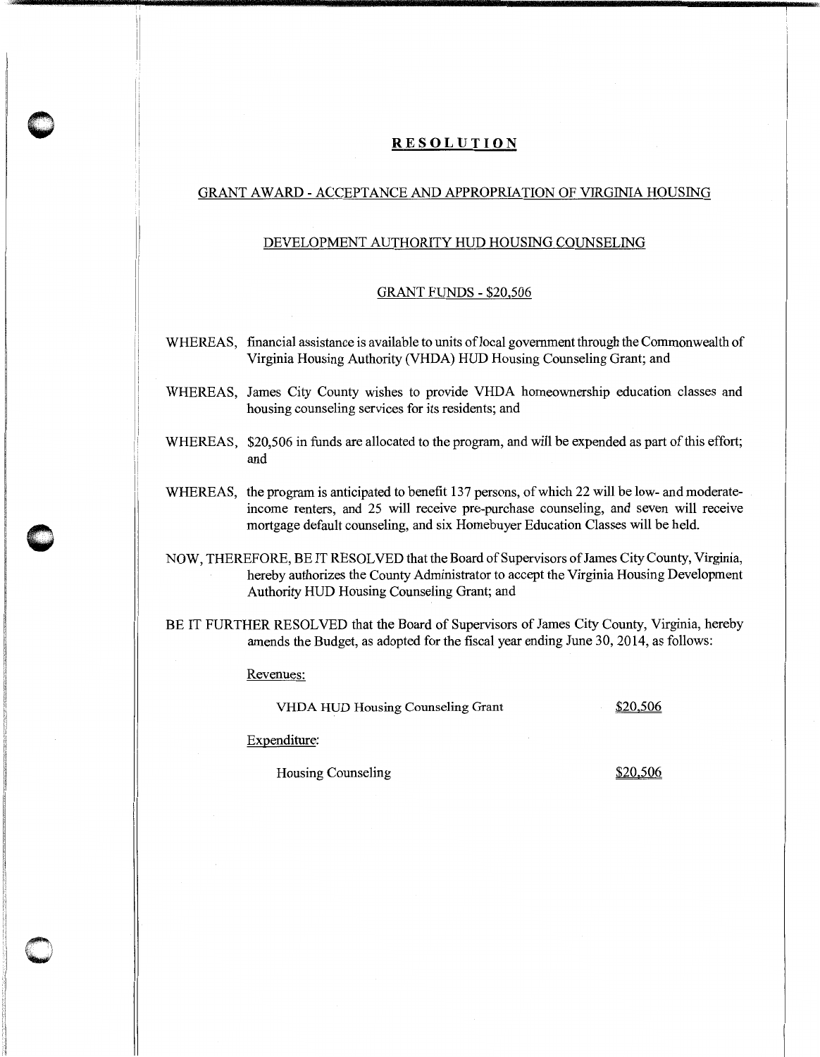# RESOLUTION

## GRANT AWARD - ACCEPTANCE AND APPROPRIATION OF VIRGINIA HOUSING DEVELOPMENT AUTHORITY HUD HOUSING COUNSELING GRANT FUNDS - $20,506

WHEREAS, financial assistance is available to units of local government through the Commonwealth of Virginia Housing Authority (VHDA) HUD Housing Counseling Grant; and

WHEREAS, James City County wishes to provide VHDA homeownership education classes and housing counseling services for its residents; and

WHEREAS, $20,506 in funds are allocated to the program, and will be expended as part of this effort; and

WHEREAS, the program is anticipated to benefit 137 persons, of which 22 will be low- and moderate-income renters, and 25 will receive pre-purchase counseling, and seven will receive mortgage default counseling, and six Homebuyer Education Classes will be held.

NOW, THEREFORE, BE IT RESOLVED that the Board of Supervisors of James City County, Virginia, hereby authorizes the County Administrator to accept the Virginia Housing Development Authority HUD Housing Counseling Grant; and

BE IT FURTHER RESOLVED that the Board of Supervisors of James City County, Virginia, hereby amends the Budget, as adopted for the fiscal year ending June 30, 2014, as follows:

Revenues:

| | |
|---|---|
| VHDA HUD Housing Counseling Grant | $20,506 |

Expenditure:

| | |
|---|---|
| Housing Counseling | $20,506 |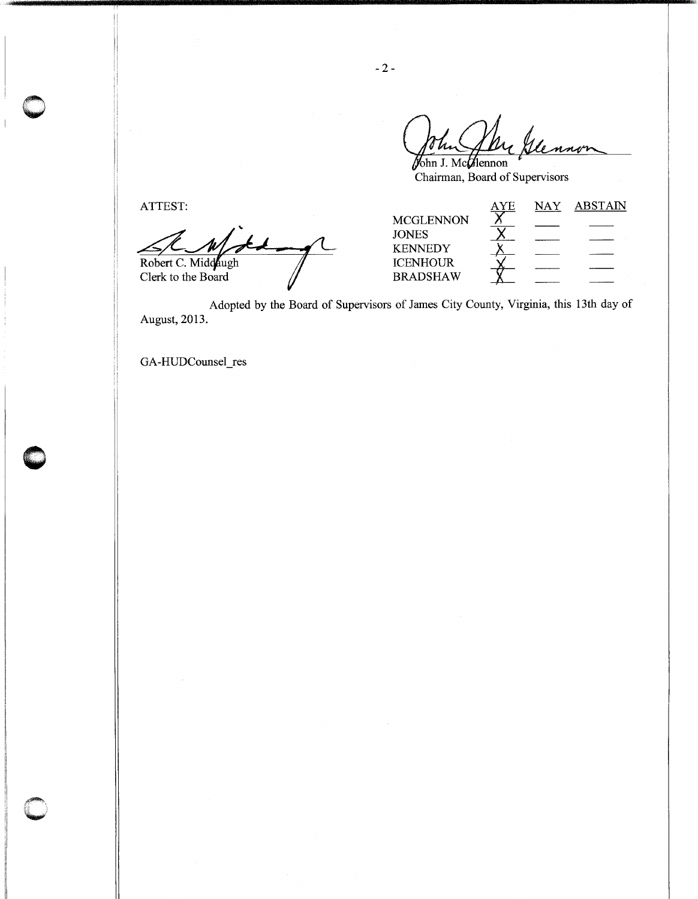John J. McGlennon
Chairman, Board of Supervisors

ATTEST:

Robert C. Middaugh
Clerk to the Board

| | AYE | NAY | ABSTAIN |
|---|---|---|---|
| MCGLENNON | X | | |
| JONES | X | | |
| KENNEDY | X | | |
| ICENHOUR | X | | |
| BRADSHAW | X | | |

Adopted by the Board of Supervisors of James City County, Virginia, this 13th day of August, 2013.

GA-HUDCounsel_res